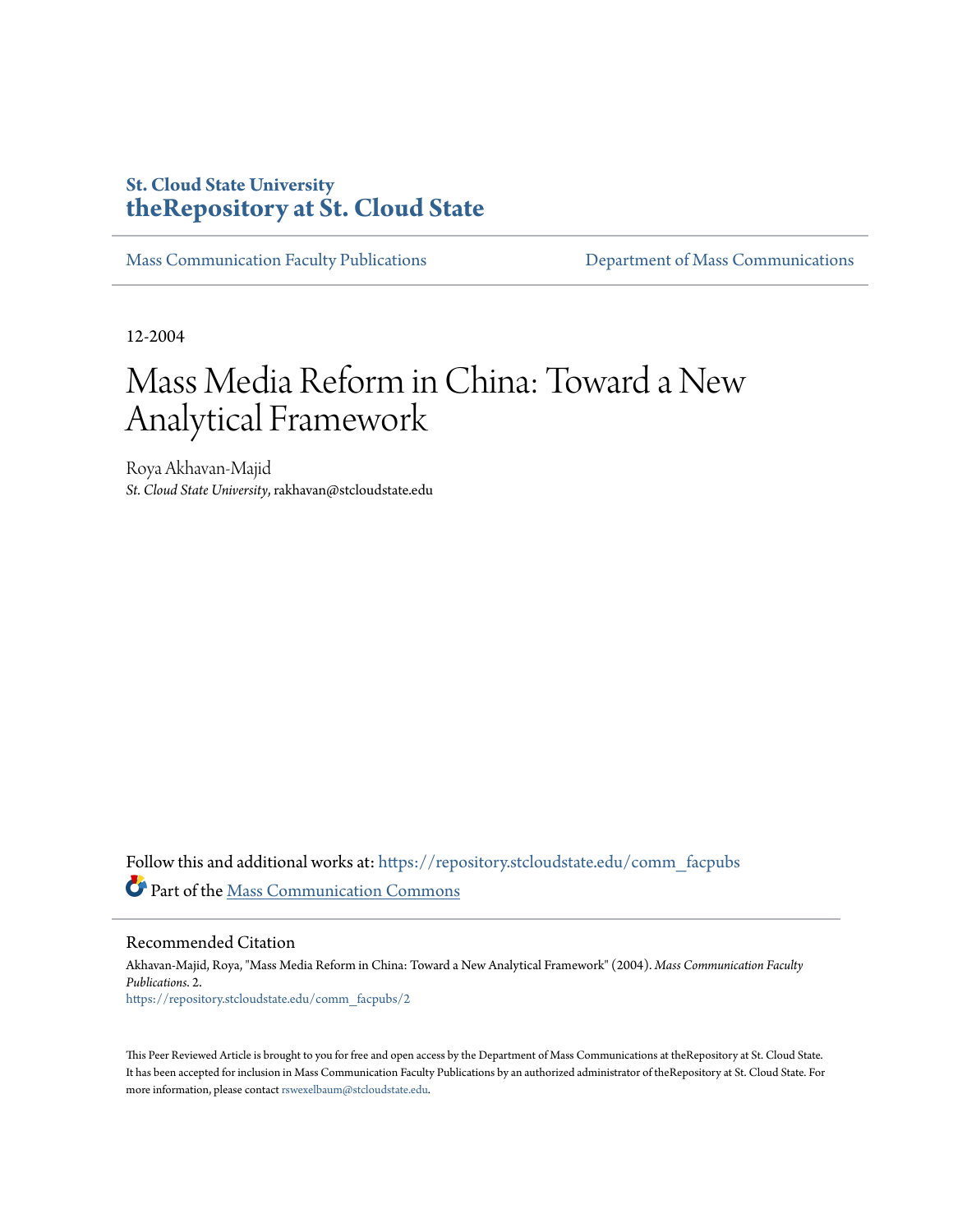St. Cloud State University
**theRepository at St. Cloud State**

Mass Communication Faculty Publications | Department of Mass Communications

---

12-2004

# Mass Media Reform in China: Toward a New Analytical Framework

Roya Akhavan-Majid
*St. Cloud State University*, rakhavan@stcloudstate.edu

Follow this and additional works at: https://repository.stcloudstate.edu/comm_facpubs

Part of the Mass Communication Commons

## Recommended Citation

Akhavan-Majid, Roya, "Mass Media Reform in China: Toward a New Analytical Framework" (2004). *Mass Communication Faculty Publications*. 2.
https://repository.stcloudstate.edu/comm_facpubs/2

This Peer Reviewed Article is brought to you for free and open access by the Department of Mass Communications at theRepository at St. Cloud State. It has been accepted for inclusion in Mass Communication Faculty Publications by an authorized administrator of theRepository at St. Cloud State. For more information, please contact rswexelbaum@stcloudstate.edu.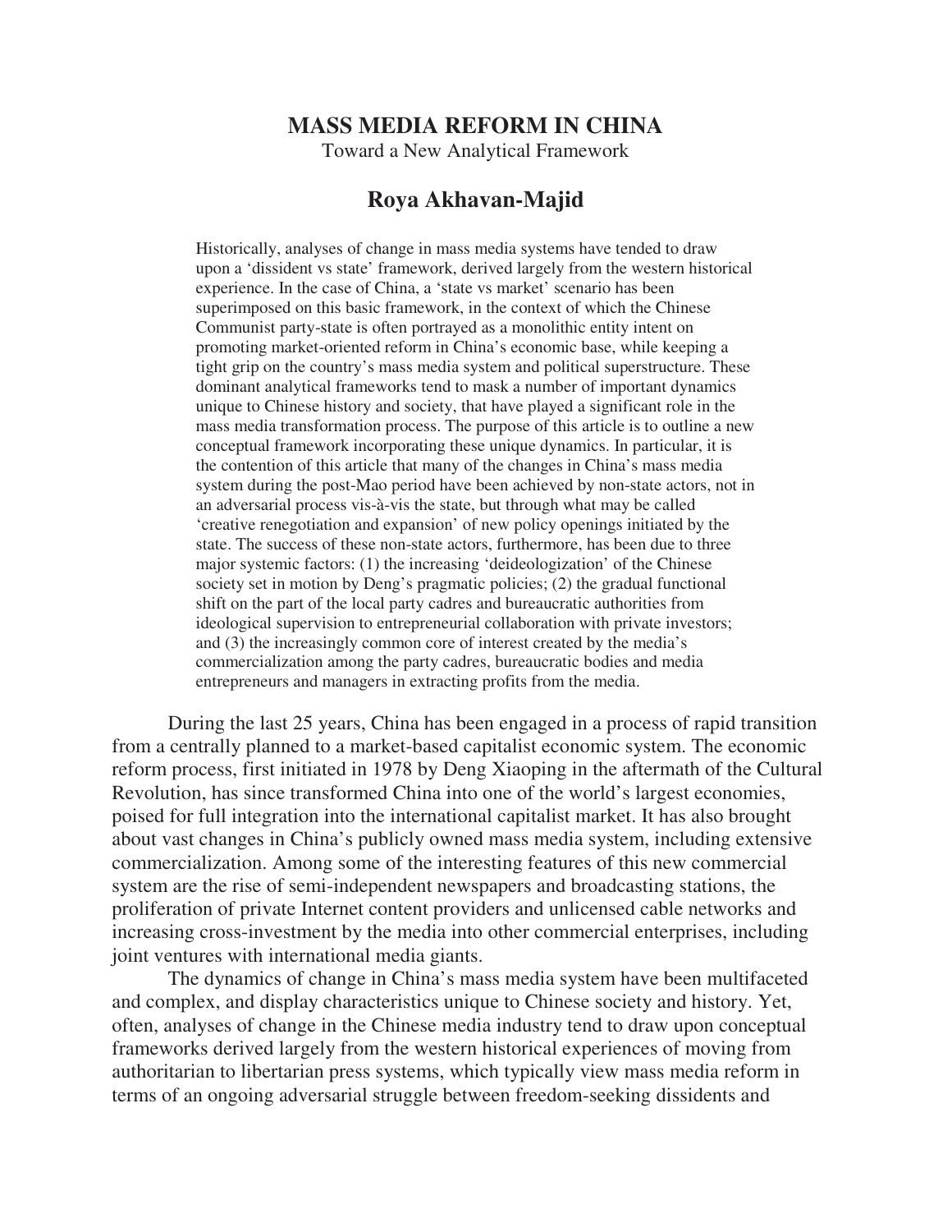# MASS MEDIA REFORM IN CHINA

Toward a New Analytical Framework

## Roya Akhavan-Majid

Historically, analyses of change in mass media systems have tended to draw upon a 'dissident vs state' framework, derived largely from the western historical experience. In the case of China, a 'state vs market' scenario has been superimposed on this basic framework, in the context of which the Chinese Communist party-state is often portrayed as a monolithic entity intent on promoting market-oriented reform in China's economic base, while keeping a tight grip on the country's mass media system and political superstructure. These dominant analytical frameworks tend to mask a number of important dynamics unique to Chinese history and society, that have played a significant role in the mass media transformation process. The purpose of this article is to outline a new conceptual framework incorporating these unique dynamics. In particular, it is the contention of this article that many of the changes in China's mass media system during the post-Mao period have been achieved by non-state actors, not in an adversarial process vis-à-vis the state, but through what may be called 'creative renegotiation and expansion' of new policy openings initiated by the state. The success of these non-state actors, furthermore, has been due to three major systemic factors: (1) the increasing 'deideologization' of the Chinese society set in motion by Deng's pragmatic policies; (2) the gradual functional shift on the part of the local party cadres and bureaucratic authorities from ideological supervision to entrepreneurial collaboration with private investors; and (3) the increasingly common core of interest created by the media's commercialization among the party cadres, bureaucratic bodies and media entrepreneurs and managers in extracting profits from the media.

During the last 25 years, China has been engaged in a process of rapid transition from a centrally planned to a market-based capitalist economic system. The economic reform process, first initiated in 1978 by Deng Xiaoping in the aftermath of the Cultural Revolution, has since transformed China into one of the world's largest economies, poised for full integration into the international capitalist market. It has also brought about vast changes in China's publicly owned mass media system, including extensive commercialization. Among some of the interesting features of this new commercial system are the rise of semi-independent newspapers and broadcasting stations, the proliferation of private Internet content providers and unlicensed cable networks and increasing cross-investment by the media into other commercial enterprises, including joint ventures with international media giants.

The dynamics of change in China's mass media system have been multifaceted and complex, and display characteristics unique to Chinese society and history. Yet, often, analyses of change in the Chinese media industry tend to draw upon conceptual frameworks derived largely from the western historical experiences of moving from authoritarian to libertarian press systems, which typically view mass media reform in terms of an ongoing adversarial struggle between freedom-seeking dissidents and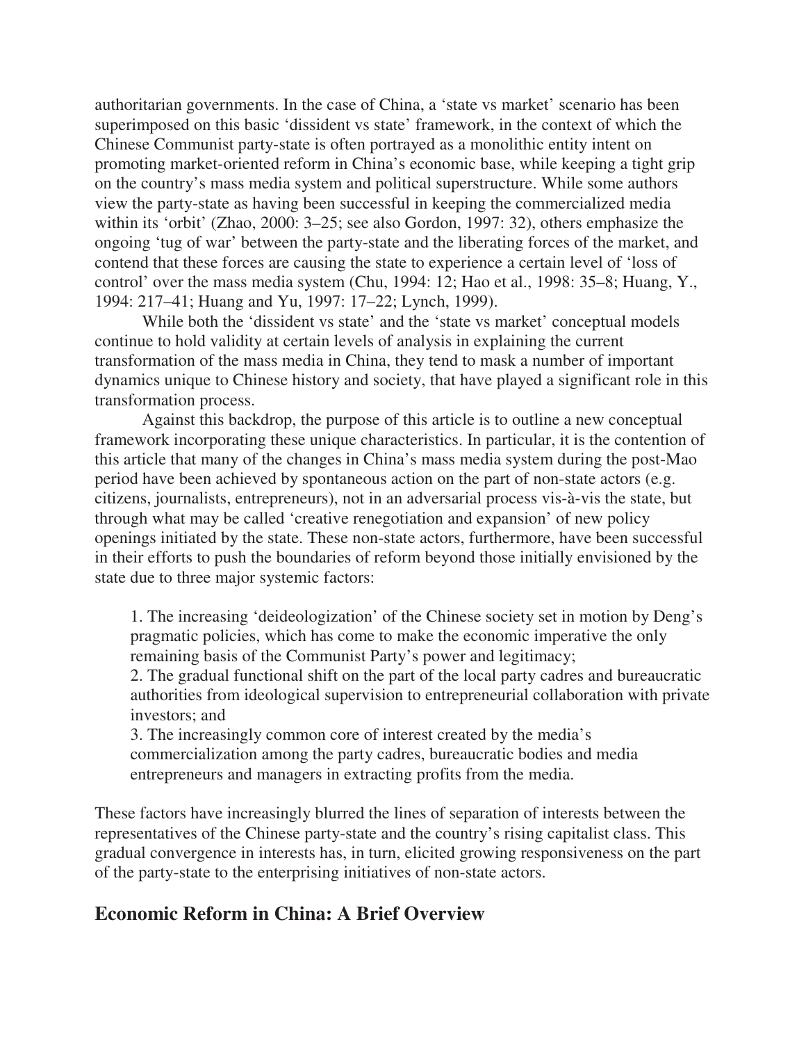authoritarian governments. In the case of China, a 'state vs market' scenario has been superimposed on this basic 'dissident vs state' framework, in the context of which the Chinese Communist party-state is often portrayed as a monolithic entity intent on promoting market-oriented reform in China's economic base, while keeping a tight grip on the country's mass media system and political superstructure. While some authors view the party-state as having been successful in keeping the commercialized media within its 'orbit' (Zhao, 2000: 3–25; see also Gordon, 1997: 32), others emphasize the ongoing 'tug of war' between the party-state and the liberating forces of the market, and contend that these forces are causing the state to experience a certain level of 'loss of control' over the mass media system (Chu, 1994: 12; Hao et al., 1998: 35–8; Huang, Y., 1994: 217–41; Huang and Yu, 1997: 17–22; Lynch, 1999).

While both the 'dissident vs state' and the 'state vs market' conceptual models continue to hold validity at certain levels of analysis in explaining the current transformation of the mass media in China, they tend to mask a number of important dynamics unique to Chinese history and society, that have played a significant role in this transformation process.

Against this backdrop, the purpose of this article is to outline a new conceptual framework incorporating these unique characteristics. In particular, it is the contention of this article that many of the changes in China's mass media system during the post-Mao period have been achieved by spontaneous action on the part of non-state actors (e.g. citizens, journalists, entrepreneurs), not in an adversarial process vis-à-vis the state, but through what may be called 'creative renegotiation and expansion' of new policy openings initiated by the state. These non-state actors, furthermore, have been successful in their efforts to push the boundaries of reform beyond those initially envisioned by the state due to three major systemic factors:

1. The increasing 'deideologization' of the Chinese society set in motion by Deng's pragmatic policies, which has come to make the economic imperative the only remaining basis of the Communist Party's power and legitimacy;
2. The gradual functional shift on the part of the local party cadres and bureaucratic authorities from ideological supervision to entrepreneurial collaboration with private investors; and
3. The increasingly common core of interest created by the media's commercialization among the party cadres, bureaucratic bodies and media entrepreneurs and managers in extracting profits from the media.

These factors have increasingly blurred the lines of separation of interests between the representatives of the Chinese party-state and the country's rising capitalist class. This gradual convergence in interests has, in turn, elicited growing responsiveness on the part of the party-state to the enterprising initiatives of non-state actors.

## Economic Reform in China: A Brief Overview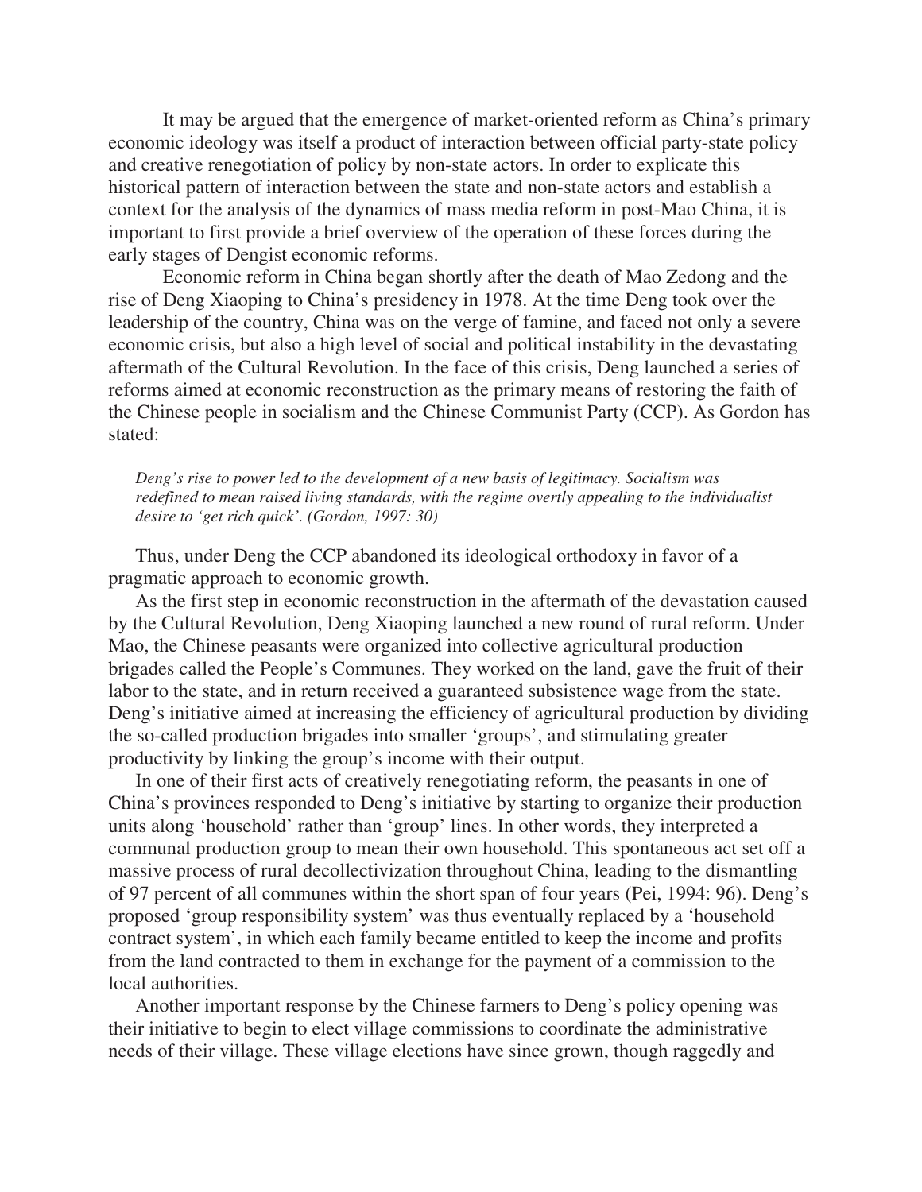It may be argued that the emergence of market-oriented reform as China's primary economic ideology was itself a product of interaction between official party-state policy and creative renegotiation of policy by non-state actors. In order to explicate this historical pattern of interaction between the state and non-state actors and establish a context for the analysis of the dynamics of mass media reform in post-Mao China, it is important to first provide a brief overview of the operation of these forces during the early stages of Dengist economic reforms.

Economic reform in China began shortly after the death of Mao Zedong and the rise of Deng Xiaoping to China's presidency in 1978. At the time Deng took over the leadership of the country, China was on the verge of famine, and faced not only a severe economic crisis, but also a high level of social and political instability in the devastating aftermath of the Cultural Revolution. In the face of this crisis, Deng launched a series of reforms aimed at economic reconstruction as the primary means of restoring the faith of the Chinese people in socialism and the Chinese Communist Party (CCP). As Gordon has stated:

> *Deng's rise to power led to the development of a new basis of legitimacy. Socialism was redefined to mean raised living standards, with the regime overtly appealing to the individualist desire to 'get rich quick'. (Gordon, 1997: 30)*

Thus, under Deng the CCP abandoned its ideological orthodoxy in favor of a pragmatic approach to economic growth.

As the first step in economic reconstruction in the aftermath of the devastation caused by the Cultural Revolution, Deng Xiaoping launched a new round of rural reform. Under Mao, the Chinese peasants were organized into collective agricultural production brigades called the People's Communes. They worked on the land, gave the fruit of their labor to the state, and in return received a guaranteed subsistence wage from the state. Deng's initiative aimed at increasing the efficiency of agricultural production by dividing the so-called production brigades into smaller 'groups', and stimulating greater productivity by linking the group's income with their output.

In one of their first acts of creatively renegotiating reform, the peasants in one of China's provinces responded to Deng's initiative by starting to organize their production units along 'household' rather than 'group' lines. In other words, they interpreted a communal production group to mean their own household. This spontaneous act set off a massive process of rural decollectivization throughout China, leading to the dismantling of 97 percent of all communes within the short span of four years (Pei, 1994: 96). Deng's proposed 'group responsibility system' was thus eventually replaced by a 'household contract system', in which each family became entitled to keep the income and profits from the land contracted to them in exchange for the payment of a commission to the local authorities.

Another important response by the Chinese farmers to Deng's policy opening was their initiative to begin to elect village commissions to coordinate the administrative needs of their village. These village elections have since grown, though raggedly and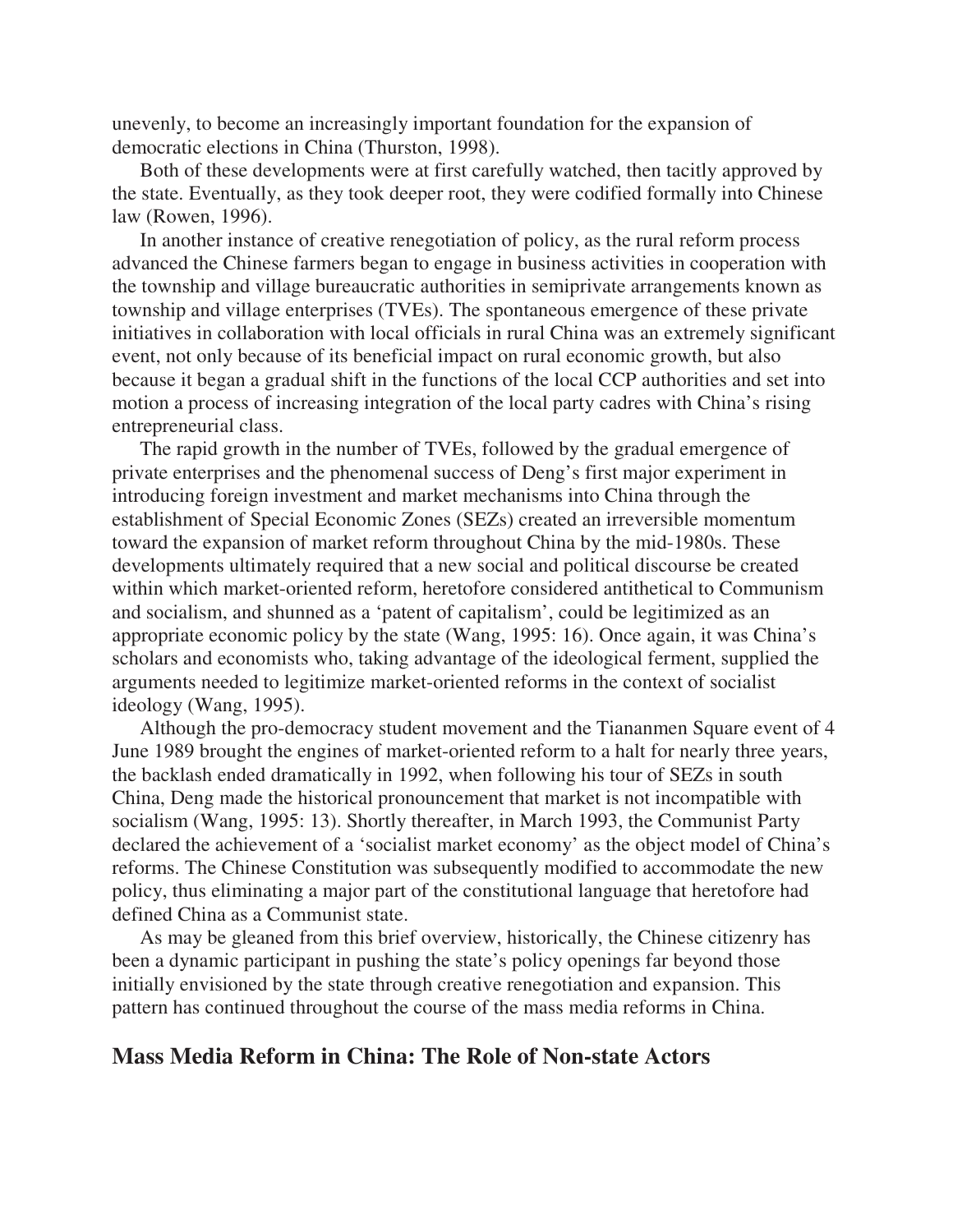unevenly, to become an increasingly important foundation for the expansion of democratic elections in China (Thurston, 1998).

Both of these developments were at first carefully watched, then tacitly approved by the state. Eventually, as they took deeper root, they were codified formally into Chinese law (Rowen, 1996).

In another instance of creative renegotiation of policy, as the rural reform process advanced the Chinese farmers began to engage in business activities in cooperation with the township and village bureaucratic authorities in semiprivate arrangements known as township and village enterprises (TVEs). The spontaneous emergence of these private initiatives in collaboration with local officials in rural China was an extremely significant event, not only because of its beneficial impact on rural economic growth, but also because it began a gradual shift in the functions of the local CCP authorities and set into motion a process of increasing integration of the local party cadres with China's rising entrepreneurial class.

The rapid growth in the number of TVEs, followed by the gradual emergence of private enterprises and the phenomenal success of Deng's first major experiment in introducing foreign investment and market mechanisms into China through the establishment of Special Economic Zones (SEZs) created an irreversible momentum toward the expansion of market reform throughout China by the mid-1980s. These developments ultimately required that a new social and political discourse be created within which market-oriented reform, heretofore considered antithetical to Communism and socialism, and shunned as a 'patent of capitalism', could be legitimized as an appropriate economic policy by the state (Wang, 1995: 16). Once again, it was China's scholars and economists who, taking advantage of the ideological ferment, supplied the arguments needed to legitimize market-oriented reforms in the context of socialist ideology (Wang, 1995).

Although the pro-democracy student movement and the Tiananmen Square event of 4 June 1989 brought the engines of market-oriented reform to a halt for nearly three years, the backlash ended dramatically in 1992, when following his tour of SEZs in south China, Deng made the historical pronouncement that market is not incompatible with socialism (Wang, 1995: 13). Shortly thereafter, in March 1993, the Communist Party declared the achievement of a 'socialist market economy' as the object model of China's reforms. The Chinese Constitution was subsequently modified to accommodate the new policy, thus eliminating a major part of the constitutional language that heretofore had defined China as a Communist state.

As may be gleaned from this brief overview, historically, the Chinese citizenry has been a dynamic participant in pushing the state's policy openings far beyond those initially envisioned by the state through creative renegotiation and expansion. This pattern has continued throughout the course of the mass media reforms in China.

## Mass Media Reform in China: The Role of Non-state Actors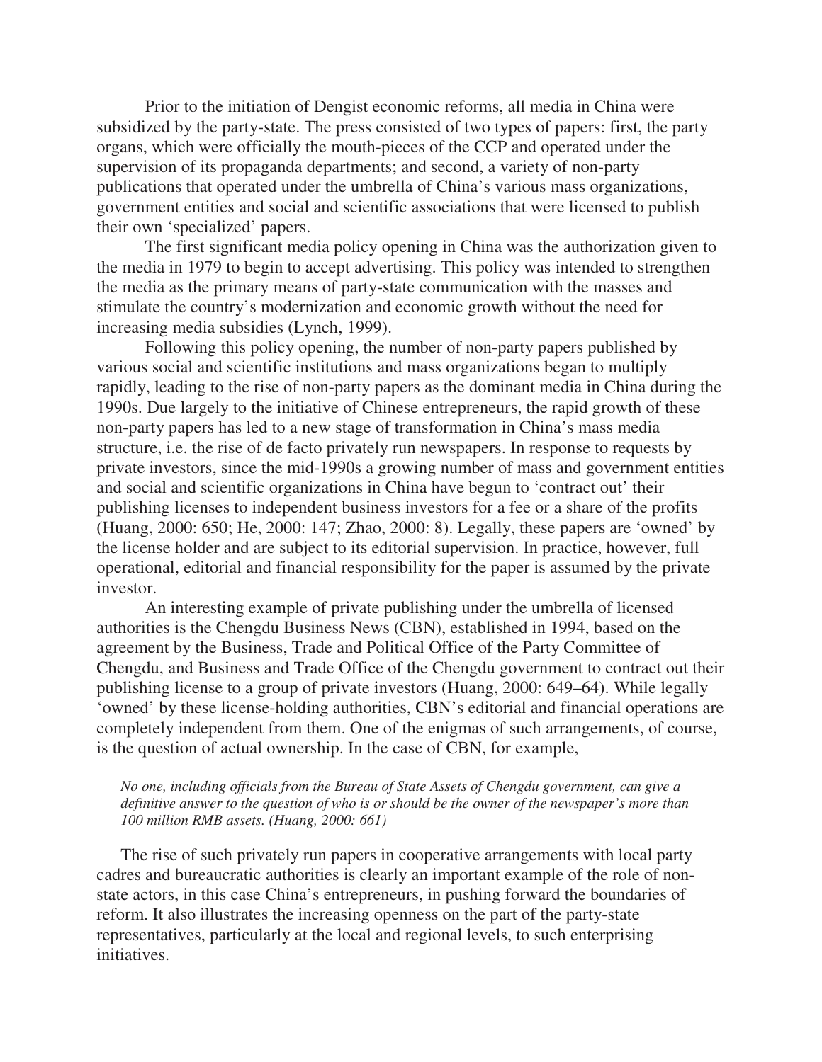Prior to the initiation of Dengist economic reforms, all media in China were subsidized by the party-state. The press consisted of two types of papers: first, the party organs, which were officially the mouth-pieces of the CCP and operated under the supervision of its propaganda departments; and second, a variety of non-party publications that operated under the umbrella of China's various mass organizations, government entities and social and scientific associations that were licensed to publish their own 'specialized' papers.

The first significant media policy opening in China was the authorization given to the media in 1979 to begin to accept advertising. This policy was intended to strengthen the media as the primary means of party-state communication with the masses and stimulate the country's modernization and economic growth without the need for increasing media subsidies (Lynch, 1999).

Following this policy opening, the number of non-party papers published by various social and scientific institutions and mass organizations began to multiply rapidly, leading to the rise of non-party papers as the dominant media in China during the 1990s. Due largely to the initiative of Chinese entrepreneurs, the rapid growth of these non-party papers has led to a new stage of transformation in China's mass media structure, i.e. the rise of de facto privately run newspapers. In response to requests by private investors, since the mid-1990s a growing number of mass and government entities and social and scientific organizations in China have begun to 'contract out' their publishing licenses to independent business investors for a fee or a share of the profits (Huang, 2000: 650; He, 2000: 147; Zhao, 2000: 8). Legally, these papers are 'owned' by the license holder and are subject to its editorial supervision. In practice, however, full operational, editorial and financial responsibility for the paper is assumed by the private investor.

An interesting example of private publishing under the umbrella of licensed authorities is the Chengdu Business News (CBN), established in 1994, based on the agreement by the Business, Trade and Political Office of the Party Committee of Chengdu, and Business and Trade Office of the Chengdu government to contract out their publishing license to a group of private investors (Huang, 2000: 649–64). While legally 'owned' by these license-holding authorities, CBN's editorial and financial operations are completely independent from them. One of the enigmas of such arrangements, of course, is the question of actual ownership. In the case of CBN, for example,

> *No one, including officials from the Bureau of State Assets of Chengdu government, can give a definitive answer to the question of who is or should be the owner of the newspaper's more than 100 million RMB assets. (Huang, 2000: 661)*

The rise of such privately run papers in cooperative arrangements with local party cadres and bureaucratic authorities is clearly an important example of the role of non-state actors, in this case China's entrepreneurs, in pushing forward the boundaries of reform. It also illustrates the increasing openness on the part of the party-state representatives, particularly at the local and regional levels, to such enterprising initiatives.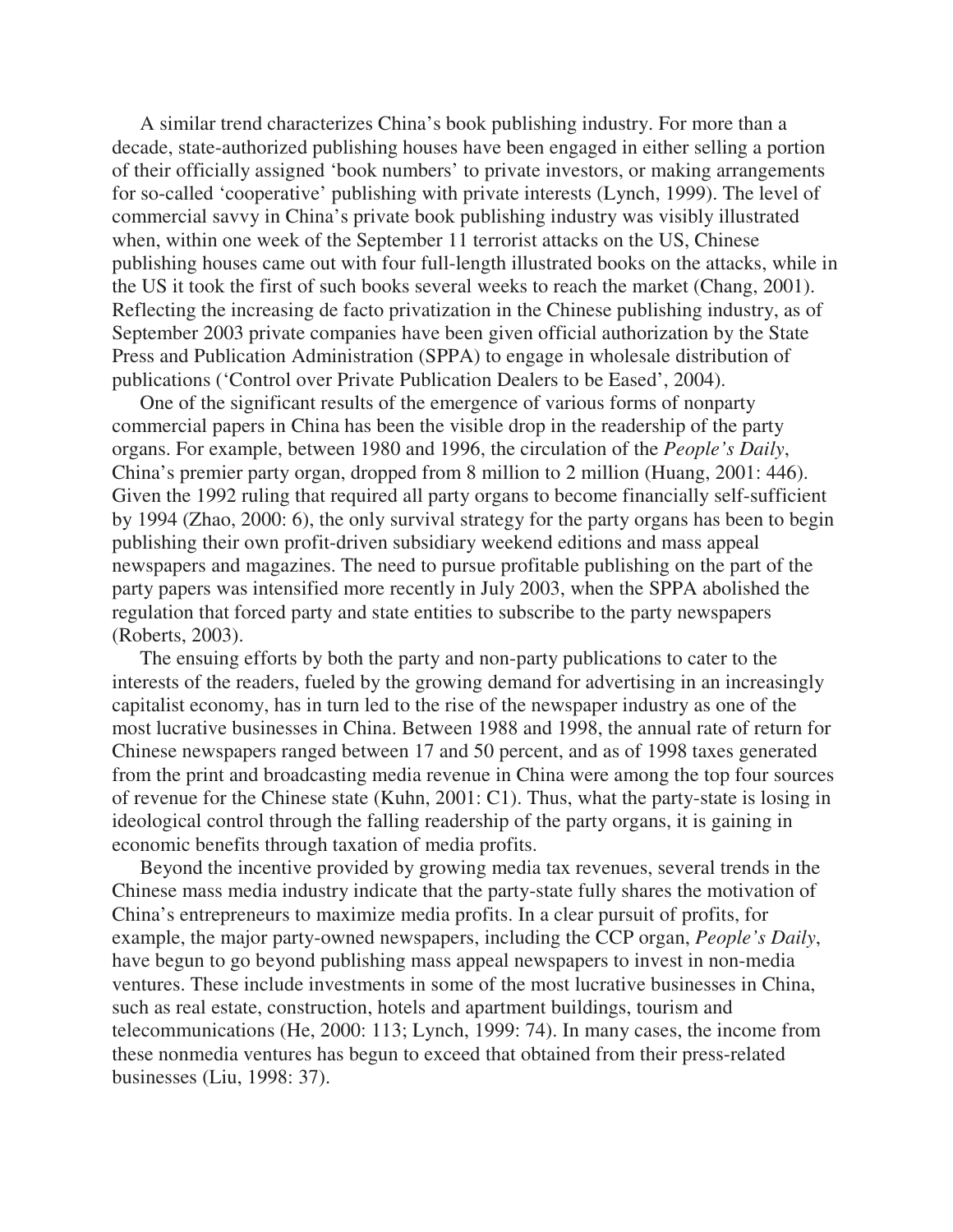A similar trend characterizes China's book publishing industry. For more than a decade, state-authorized publishing houses have been engaged in either selling a portion of their officially assigned 'book numbers' to private investors, or making arrangements for so-called 'cooperative' publishing with private interests (Lynch, 1999). The level of commercial savvy in China's private book publishing industry was visibly illustrated when, within one week of the September 11 terrorist attacks on the US, Chinese publishing houses came out with four full-length illustrated books on the attacks, while in the US it took the first of such books several weeks to reach the market (Chang, 2001). Reflecting the increasing de facto privatization in the Chinese publishing industry, as of September 2003 private companies have been given official authorization by the State Press and Publication Administration (SPPA) to engage in wholesale distribution of publications ('Control over Private Publication Dealers to be Eased', 2004).

One of the significant results of the emergence of various forms of nonparty commercial papers in China has been the visible drop in the readership of the party organs. For example, between 1980 and 1996, the circulation of the *People's Daily*, China's premier party organ, dropped from 8 million to 2 million (Huang, 2001: 446). Given the 1992 ruling that required all party organs to become financially self-sufficient by 1994 (Zhao, 2000: 6), the only survival strategy for the party organs has been to begin publishing their own profit-driven subsidiary weekend editions and mass appeal newspapers and magazines. The need to pursue profitable publishing on the part of the party papers was intensified more recently in July 2003, when the SPPA abolished the regulation that forced party and state entities to subscribe to the party newspapers (Roberts, 2003).

The ensuing efforts by both the party and non-party publications to cater to the interests of the readers, fueled by the growing demand for advertising in an increasingly capitalist economy, has in turn led to the rise of the newspaper industry as one of the most lucrative businesses in China. Between 1988 and 1998, the annual rate of return for Chinese newspapers ranged between 17 and 50 percent, and as of 1998 taxes generated from the print and broadcasting media revenue in China were among the top four sources of revenue for the Chinese state (Kuhn, 2001: C1). Thus, what the party-state is losing in ideological control through the falling readership of the party organs, it is gaining in economic benefits through taxation of media profits.

Beyond the incentive provided by growing media tax revenues, several trends in the Chinese mass media industry indicate that the party-state fully shares the motivation of China's entrepreneurs to maximize media profits. In a clear pursuit of profits, for example, the major party-owned newspapers, including the CCP organ, *People's Daily*, have begun to go beyond publishing mass appeal newspapers to invest in non-media ventures. These include investments in some of the most lucrative businesses in China, such as real estate, construction, hotels and apartment buildings, tourism and telecommunications (He, 2000: 113; Lynch, 1999: 74). In many cases, the income from these nonmedia ventures has begun to exceed that obtained from their press-related businesses (Liu, 1998: 37).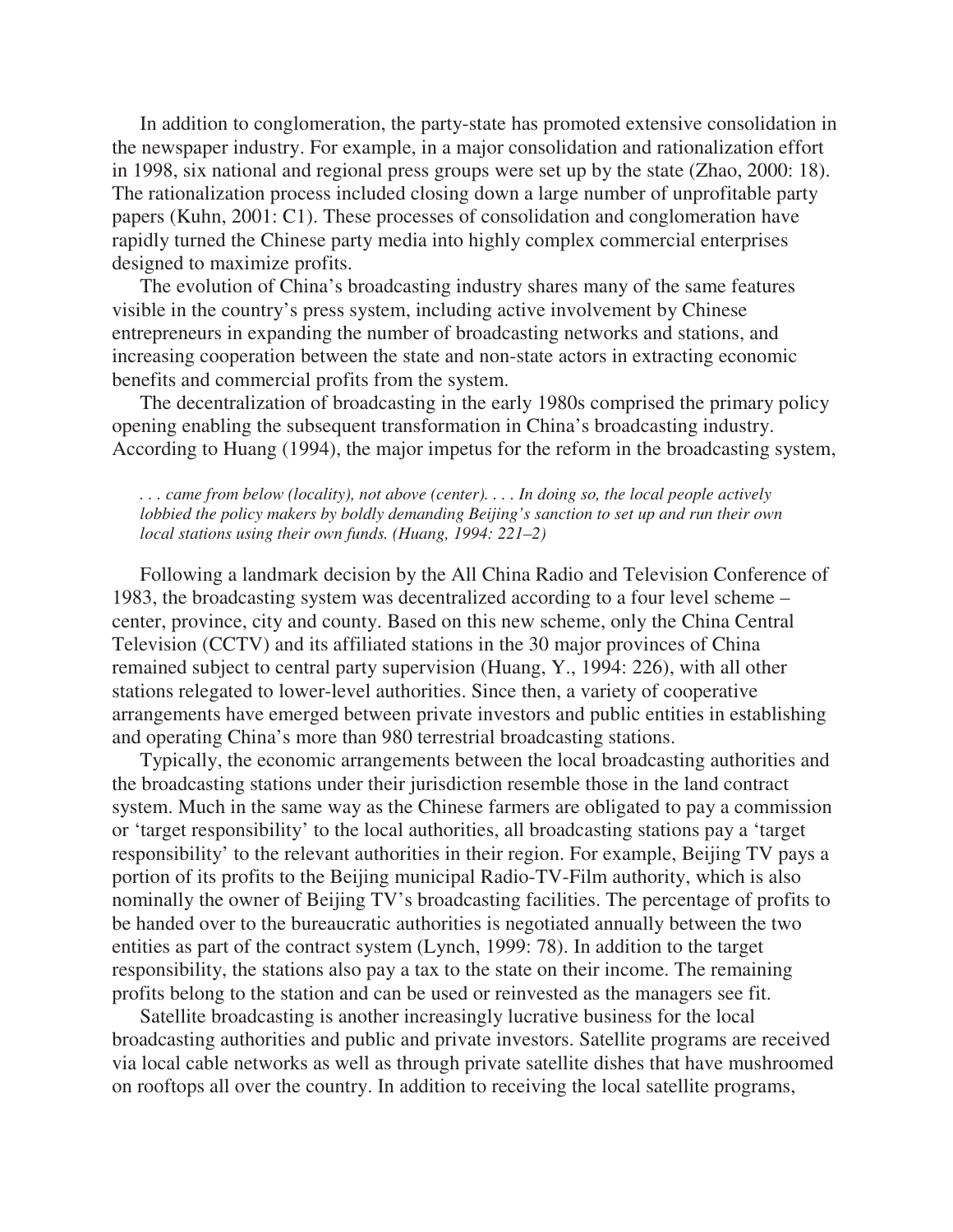In addition to conglomeration, the party-state has promoted extensive consolidation in the newspaper industry. For example, in a major consolidation and rationalization effort in 1998, six national and regional press groups were set up by the state (Zhao, 2000: 18). The rationalization process included closing down a large number of unprofitable party papers (Kuhn, 2001: C1). These processes of consolidation and conglomeration have rapidly turned the Chinese party media into highly complex commercial enterprises designed to maximize profits.

The evolution of China's broadcasting industry shares many of the same features visible in the country's press system, including active involvement by Chinese entrepreneurs in expanding the number of broadcasting networks and stations, and increasing cooperation between the state and non-state actors in extracting economic benefits and commercial profits from the system.

The decentralization of broadcasting in the early 1980s comprised the primary policy opening enabling the subsequent transformation in China's broadcasting industry. According to Huang (1994), the major impetus for the reform in the broadcasting system,

> *. . . came from below (locality), not above (center). . . . In doing so, the local people actively lobbied the policy makers by boldly demanding Beijing's sanction to set up and run their own local stations using their own funds. (Huang, 1994: 221–2)*

Following a landmark decision by the All China Radio and Television Conference of 1983, the broadcasting system was decentralized according to a four level scheme – center, province, city and county. Based on this new scheme, only the China Central Television (CCTV) and its affiliated stations in the 30 major provinces of China remained subject to central party supervision (Huang, Y., 1994: 226), with all other stations relegated to lower-level authorities. Since then, a variety of cooperative arrangements have emerged between private investors and public entities in establishing and operating China's more than 980 terrestrial broadcasting stations.

Typically, the economic arrangements between the local broadcasting authorities and the broadcasting stations under their jurisdiction resemble those in the land contract system. Much in the same way as the Chinese farmers are obligated to pay a commission or 'target responsibility' to the local authorities, all broadcasting stations pay a 'target responsibility' to the relevant authorities in their region. For example, Beijing TV pays a portion of its profits to the Beijing municipal Radio-TV-Film authority, which is also nominally the owner of Beijing TV's broadcasting facilities. The percentage of profits to be handed over to the bureaucratic authorities is negotiated annually between the two entities as part of the contract system (Lynch, 1999: 78). In addition to the target responsibility, the stations also pay a tax to the state on their income. The remaining profits belong to the station and can be used or reinvested as the managers see fit.

Satellite broadcasting is another increasingly lucrative business for the local broadcasting authorities and public and private investors. Satellite programs are received via local cable networks as well as through private satellite dishes that have mushroomed on rooftops all over the country. In addition to receiving the local satellite programs,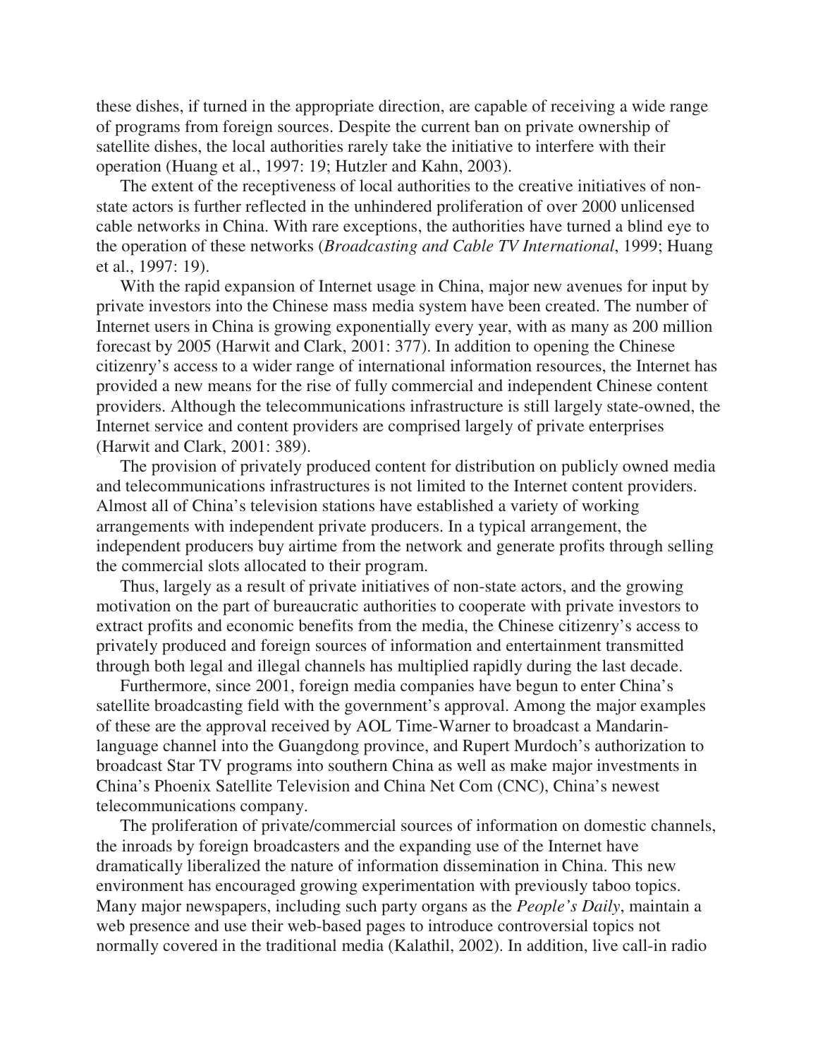these dishes, if turned in the appropriate direction, are capable of receiving a wide range of programs from foreign sources. Despite the current ban on private ownership of satellite dishes, the local authorities rarely take the initiative to interfere with their operation (Huang et al., 1997: 19; Hutzler and Kahn, 2003).

The extent of the receptiveness of local authorities to the creative initiatives of non-state actors is further reflected in the unhindered proliferation of over 2000 unlicensed cable networks in China. With rare exceptions, the authorities have turned a blind eye to the operation of these networks (*Broadcasting and Cable TV International*, 1999; Huang et al., 1997: 19).

With the rapid expansion of Internet usage in China, major new avenues for input by private investors into the Chinese mass media system have been created. The number of Internet users in China is growing exponentially every year, with as many as 200 million forecast by 2005 (Harwit and Clark, 2001: 377). In addition to opening the Chinese citizenry's access to a wider range of international information resources, the Internet has provided a new means for the rise of fully commercial and independent Chinese content providers. Although the telecommunications infrastructure is still largely state-owned, the Internet service and content providers are comprised largely of private enterprises (Harwit and Clark, 2001: 389).

The provision of privately produced content for distribution on publicly owned media and telecommunications infrastructures is not limited to the Internet content providers. Almost all of China's television stations have established a variety of working arrangements with independent private producers. In a typical arrangement, the independent producers buy airtime from the network and generate profits through selling the commercial slots allocated to their program.

Thus, largely as a result of private initiatives of non-state actors, and the growing motivation on the part of bureaucratic authorities to cooperate with private investors to extract profits and economic benefits from the media, the Chinese citizenry's access to privately produced and foreign sources of information and entertainment transmitted through both legal and illegal channels has multiplied rapidly during the last decade.

Furthermore, since 2001, foreign media companies have begun to enter China's satellite broadcasting field with the government's approval. Among the major examples of these are the approval received by AOL Time-Warner to broadcast a Mandarin-language channel into the Guangdong province, and Rupert Murdoch's authorization to broadcast Star TV programs into southern China as well as make major investments in China's Phoenix Satellite Television and China Net Com (CNC), China's newest telecommunications company.

The proliferation of private/commercial sources of information on domestic channels, the inroads by foreign broadcasters and the expanding use of the Internet have dramatically liberalized the nature of information dissemination in China. This new environment has encouraged growing experimentation with previously taboo topics. Many major newspapers, including such party organs as the *People's Daily*, maintain a web presence and use their web-based pages to introduce controversial topics not normally covered in the traditional media (Kalathil, 2002). In addition, live call-in radio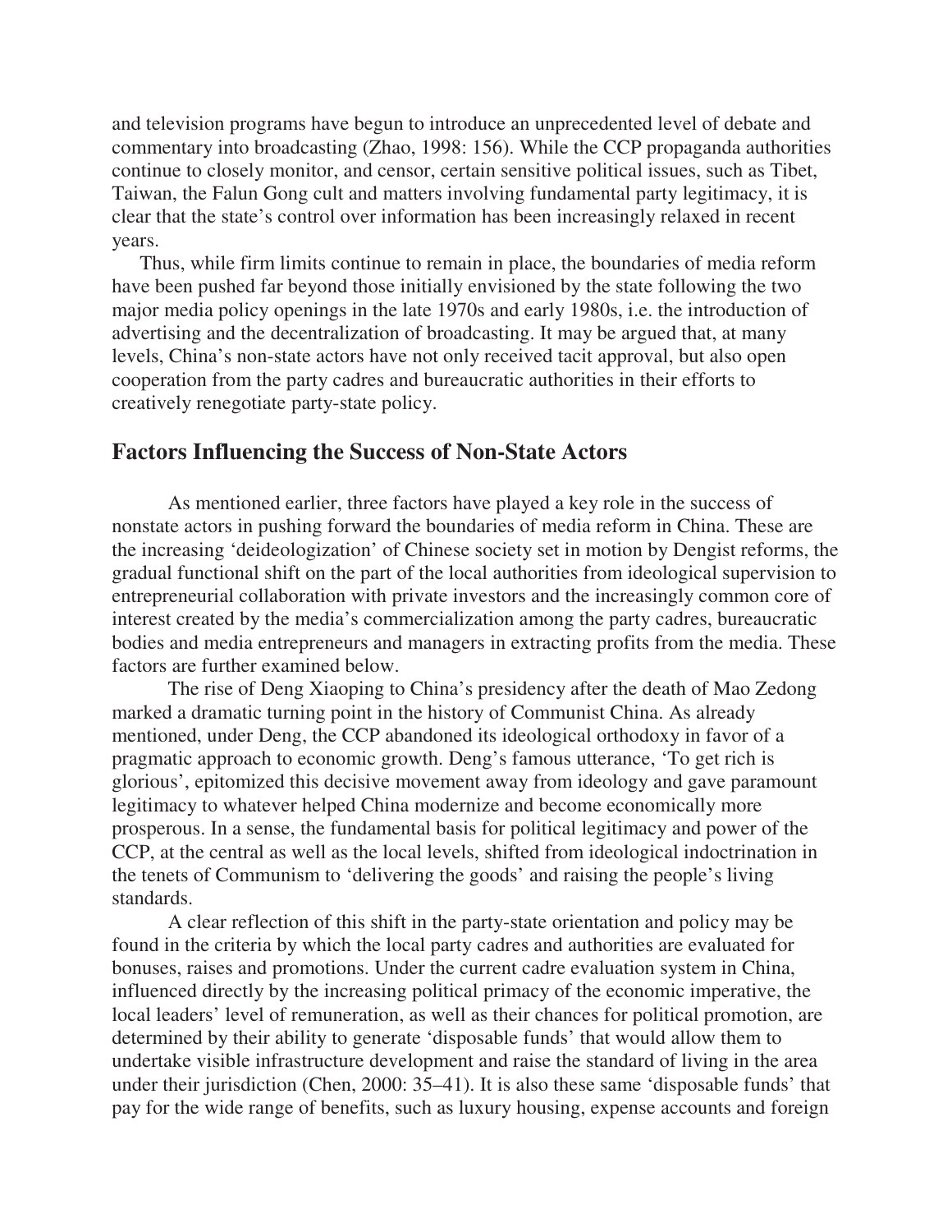and television programs have begun to introduce an unprecedented level of debate and commentary into broadcasting (Zhao, 1998: 156). While the CCP propaganda authorities continue to closely monitor, and censor, certain sensitive political issues, such as Tibet, Taiwan, the Falun Gong cult and matters involving fundamental party legitimacy, it is clear that the state's control over information has been increasingly relaxed in recent years.

Thus, while firm limits continue to remain in place, the boundaries of media reform have been pushed far beyond those initially envisioned by the state following the two major media policy openings in the late 1970s and early 1980s, i.e. the introduction of advertising and the decentralization of broadcasting. It may be argued that, at many levels, China's non-state actors have not only received tacit approval, but also open cooperation from the party cadres and bureaucratic authorities in their efforts to creatively renegotiate party-state policy.

## Factors Influencing the Success of Non-State Actors

As mentioned earlier, three factors have played a key role in the success of nonstate actors in pushing forward the boundaries of media reform in China. These are the increasing 'deideologization' of Chinese society set in motion by Dengist reforms, the gradual functional shift on the part of the local authorities from ideological supervision to entrepreneurial collaboration with private investors and the increasingly common core of interest created by the media's commercialization among the party cadres, bureaucratic bodies and media entrepreneurs and managers in extracting profits from the media. These factors are further examined below.

The rise of Deng Xiaoping to China's presidency after the death of Mao Zedong marked a dramatic turning point in the history of Communist China. As already mentioned, under Deng, the CCP abandoned its ideological orthodoxy in favor of a pragmatic approach to economic growth. Deng's famous utterance, 'To get rich is glorious', epitomized this decisive movement away from ideology and gave paramount legitimacy to whatever helped China modernize and become economically more prosperous. In a sense, the fundamental basis for political legitimacy and power of the CCP, at the central as well as the local levels, shifted from ideological indoctrination in the tenets of Communism to 'delivering the goods' and raising the people's living standards.

A clear reflection of this shift in the party-state orientation and policy may be found in the criteria by which the local party cadres and authorities are evaluated for bonuses, raises and promotions. Under the current cadre evaluation system in China, influenced directly by the increasing political primacy of the economic imperative, the local leaders' level of remuneration, as well as their chances for political promotion, are determined by their ability to generate 'disposable funds' that would allow them to undertake visible infrastructure development and raise the standard of living in the area under their jurisdiction (Chen, 2000: 35–41). It is also these same 'disposable funds' that pay for the wide range of benefits, such as luxury housing, expense accounts and foreign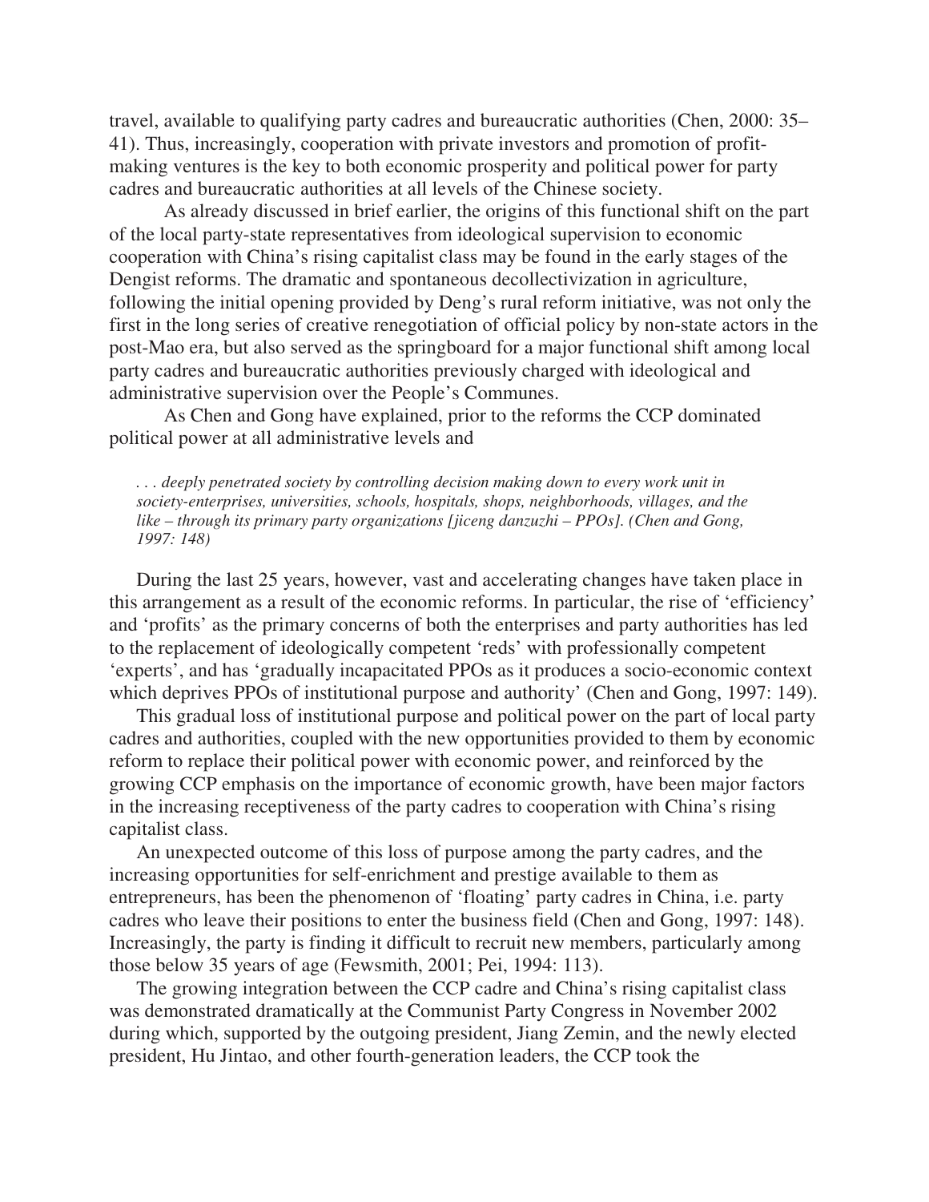travel, available to qualifying party cadres and bureaucratic authorities (Chen, 2000: 35–41). Thus, increasingly, cooperation with private investors and promotion of profit-making ventures is the key to both economic prosperity and political power for party cadres and bureaucratic authorities at all levels of the Chinese society.

As already discussed in brief earlier, the origins of this functional shift on the part of the local party-state representatives from ideological supervision to economic cooperation with China's rising capitalist class may be found in the early stages of the Dengist reforms. The dramatic and spontaneous decollectivization in agriculture, following the initial opening provided by Deng's rural reform initiative, was not only the first in the long series of creative renegotiation of official policy by non-state actors in the post-Mao era, but also served as the springboard for a major functional shift among local party cadres and bureaucratic authorities previously charged with ideological and administrative supervision over the People's Communes.

As Chen and Gong have explained, prior to the reforms the CCP dominated political power at all administrative levels and

> *. . . deeply penetrated society by controlling decision making down to every work unit in society-enterprises, universities, schools, hospitals, shops, neighborhoods, villages, and the like – through its primary party organizations [jiceng danzuzhi – PPOs]. (Chen and Gong, 1997: 148)*

During the last 25 years, however, vast and accelerating changes have taken place in this arrangement as a result of the economic reforms. In particular, the rise of 'efficiency' and 'profits' as the primary concerns of both the enterprises and party authorities has led to the replacement of ideologically competent 'reds' with professionally competent 'experts', and has 'gradually incapacitated PPOs as it produces a socio-economic context which deprives PPOs of institutional purpose and authority' (Chen and Gong, 1997: 149).

This gradual loss of institutional purpose and political power on the part of local party cadres and authorities, coupled with the new opportunities provided to them by economic reform to replace their political power with economic power, and reinforced by the growing CCP emphasis on the importance of economic growth, have been major factors in the increasing receptiveness of the party cadres to cooperation with China's rising capitalist class.

An unexpected outcome of this loss of purpose among the party cadres, and the increasing opportunities for self-enrichment and prestige available to them as entrepreneurs, has been the phenomenon of 'floating' party cadres in China, i.e. party cadres who leave their positions to enter the business field (Chen and Gong, 1997: 148). Increasingly, the party is finding it difficult to recruit new members, particularly among those below 35 years of age (Fewsmith, 2001; Pei, 1994: 113).

The growing integration between the CCP cadre and China's rising capitalist class was demonstrated dramatically at the Communist Party Congress in November 2002 during which, supported by the outgoing president, Jiang Zemin, and the newly elected president, Hu Jintao, and other fourth-generation leaders, the CCP took the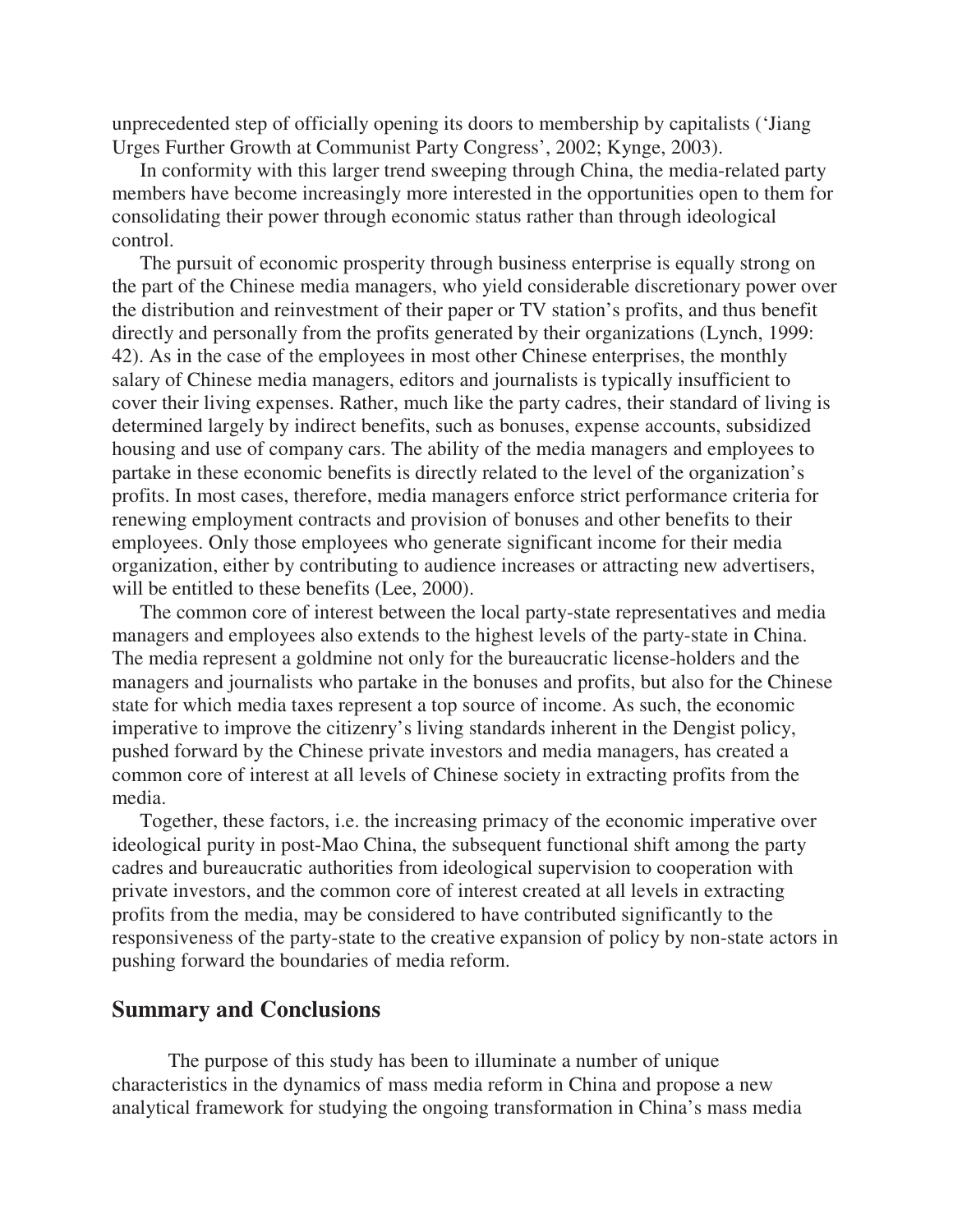unprecedented step of officially opening its doors to membership by capitalists ('Jiang Urges Further Growth at Communist Party Congress', 2002; Kynge, 2003).

In conformity with this larger trend sweeping through China, the media-related party members have become increasingly more interested in the opportunities open to them for consolidating their power through economic status rather than through ideological control.

The pursuit of economic prosperity through business enterprise is equally strong on the part of the Chinese media managers, who yield considerable discretionary power over the distribution and reinvestment of their paper or TV station's profits, and thus benefit directly and personally from the profits generated by their organizations (Lynch, 1999: 42). As in the case of the employees in most other Chinese enterprises, the monthly salary of Chinese media managers, editors and journalists is typically insufficient to cover their living expenses. Rather, much like the party cadres, their standard of living is determined largely by indirect benefits, such as bonuses, expense accounts, subsidized housing and use of company cars. The ability of the media managers and employees to partake in these economic benefits is directly related to the level of the organization's profits. In most cases, therefore, media managers enforce strict performance criteria for renewing employment contracts and provision of bonuses and other benefits to their employees. Only those employees who generate significant income for their media organization, either by contributing to audience increases or attracting new advertisers, will be entitled to these benefits (Lee, 2000).

The common core of interest between the local party-state representatives and media managers and employees also extends to the highest levels of the party-state in China. The media represent a goldmine not only for the bureaucratic license-holders and the managers and journalists who partake in the bonuses and profits, but also for the Chinese state for which media taxes represent a top source of income. As such, the economic imperative to improve the citizenry's living standards inherent in the Dengist policy, pushed forward by the Chinese private investors and media managers, has created a common core of interest at all levels of Chinese society in extracting profits from the media.

Together, these factors, i.e. the increasing primacy of the economic imperative over ideological purity in post-Mao China, the subsequent functional shift among the party cadres and bureaucratic authorities from ideological supervision to cooperation with private investors, and the common core of interest created at all levels in extracting profits from the media, may be considered to have contributed significantly to the responsiveness of the party-state to the creative expansion of policy by non-state actors in pushing forward the boundaries of media reform.

## Summary and Conclusions

The purpose of this study has been to illuminate a number of unique characteristics in the dynamics of mass media reform in China and propose a new analytical framework for studying the ongoing transformation in China's mass media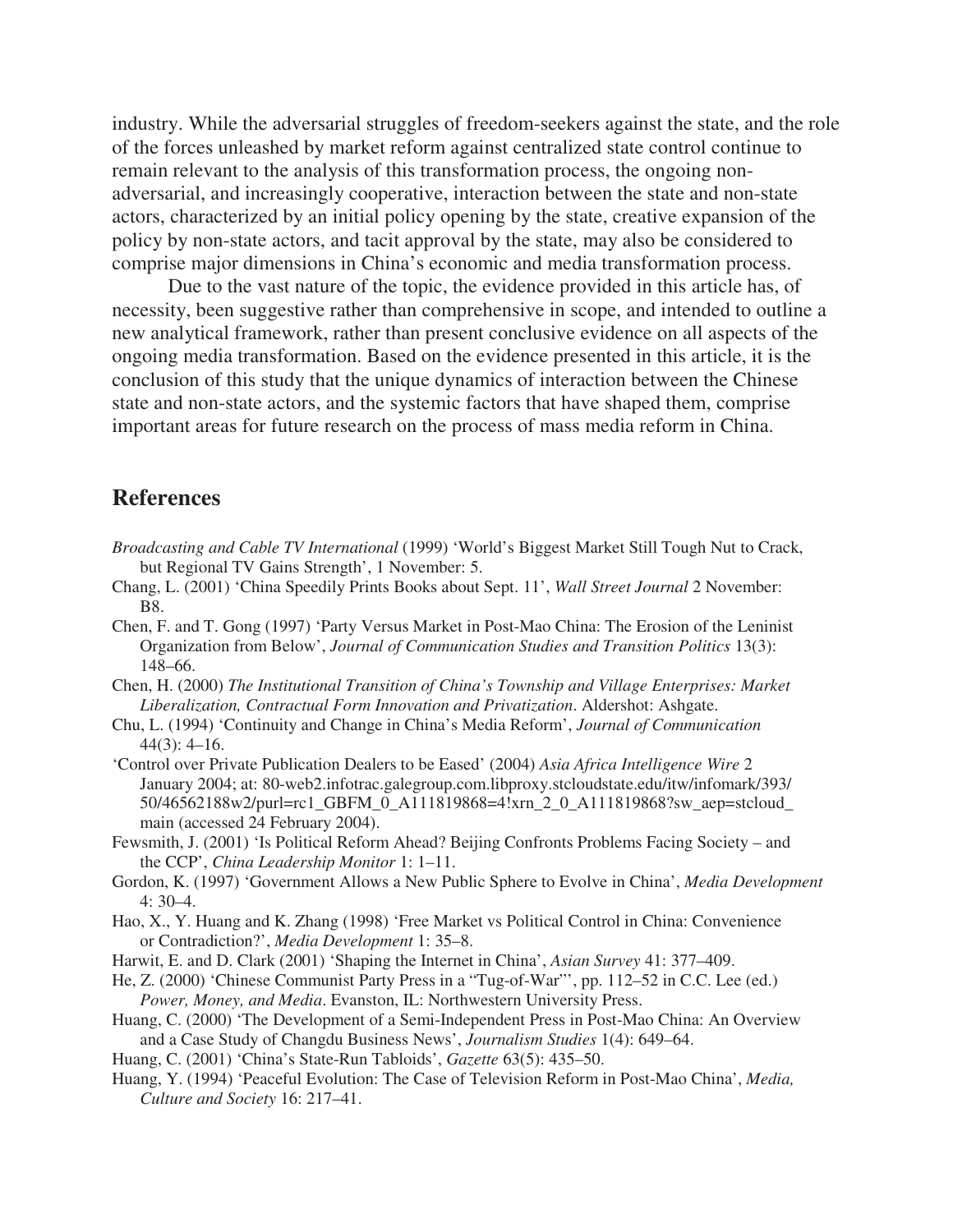industry. While the adversarial struggles of freedom-seekers against the state, and the role of the forces unleashed by market reform against centralized state control continue to remain relevant to the analysis of this transformation process, the ongoing non-adversarial, and increasingly cooperative, interaction between the state and non-state actors, characterized by an initial policy opening by the state, creative expansion of the policy by non-state actors, and tacit approval by the state, may also be considered to comprise major dimensions in China's economic and media transformation process.

Due to the vast nature of the topic, the evidence provided in this article has, of necessity, been suggestive rather than comprehensive in scope, and intended to outline a new analytical framework, rather than present conclusive evidence on all aspects of the ongoing media transformation. Based on the evidence presented in this article, it is the conclusion of this study that the unique dynamics of interaction between the Chinese state and non-state actors, and the systemic factors that have shaped them, comprise important areas for future research on the process of mass media reform in China.

## References

*Broadcasting and Cable TV International* (1999) 'World's Biggest Market Still Tough Nut to Crack, but Regional TV Gains Strength', 1 November: 5.

Chang, L. (2001) 'China Speedily Prints Books about Sept. 11', *Wall Street Journal* 2 November: B8.

Chen, F. and T. Gong (1997) 'Party Versus Market in Post-Mao China: The Erosion of the Leninist Organization from Below', *Journal of Communication Studies and Transition Politics* 13(3): 148–66.

Chen, H. (2000) *The Institutional Transition of China's Township and Village Enterprises: Market Liberalization, Contractual Form Innovation and Privatization*. Aldershot: Ashgate.

Chu, L. (1994) 'Continuity and Change in China's Media Reform', *Journal of Communication* 44(3): 4–16.

'Control over Private Publication Dealers to be Eased' (2004) *Asia Africa Intelligence Wire* 2 January 2004; at: 80-web2.infotrac.galegroup.com.libproxy.stcloudstate.edu/itw/infomark/393/50/46562188w2/purl=rc1_GBFM_0_A111819868=4!xrn_2_0_A111819868?sw_aep=stcloud_main (accessed 24 February 2004).

Fewsmith, J. (2001) 'Is Political Reform Ahead? Beijing Confronts Problems Facing Society – and the CCP', *China Leadership Monitor* 1: 1–11.

Gordon, K. (1997) 'Government Allows a New Public Sphere to Evolve in China', *Media Development* 4: 30–4.

Hao, X., Y. Huang and K. Zhang (1998) 'Free Market vs Political Control in China: Convenience or Contradiction?', *Media Development* 1: 35–8.

Harwit, E. and D. Clark (2001) 'Shaping the Internet in China', *Asian Survey* 41: 377–409.

He, Z. (2000) 'Chinese Communist Party Press in a "Tug-of-War"', pp. 112–52 in C.C. Lee (ed.) *Power, Money, and Media*. Evanston, IL: Northwestern University Press.

Huang, C. (2000) 'The Development of a Semi-Independent Press in Post-Mao China: An Overview and a Case Study of Changdu Business News', *Journalism Studies* 1(4): 649–64.

Huang, C. (2001) 'China's State-Run Tabloids', *Gazette* 63(5): 435–50.

Huang, Y. (1994) 'Peaceful Evolution: The Case of Television Reform in Post-Mao China', *Media, Culture and Society* 16: 217–41.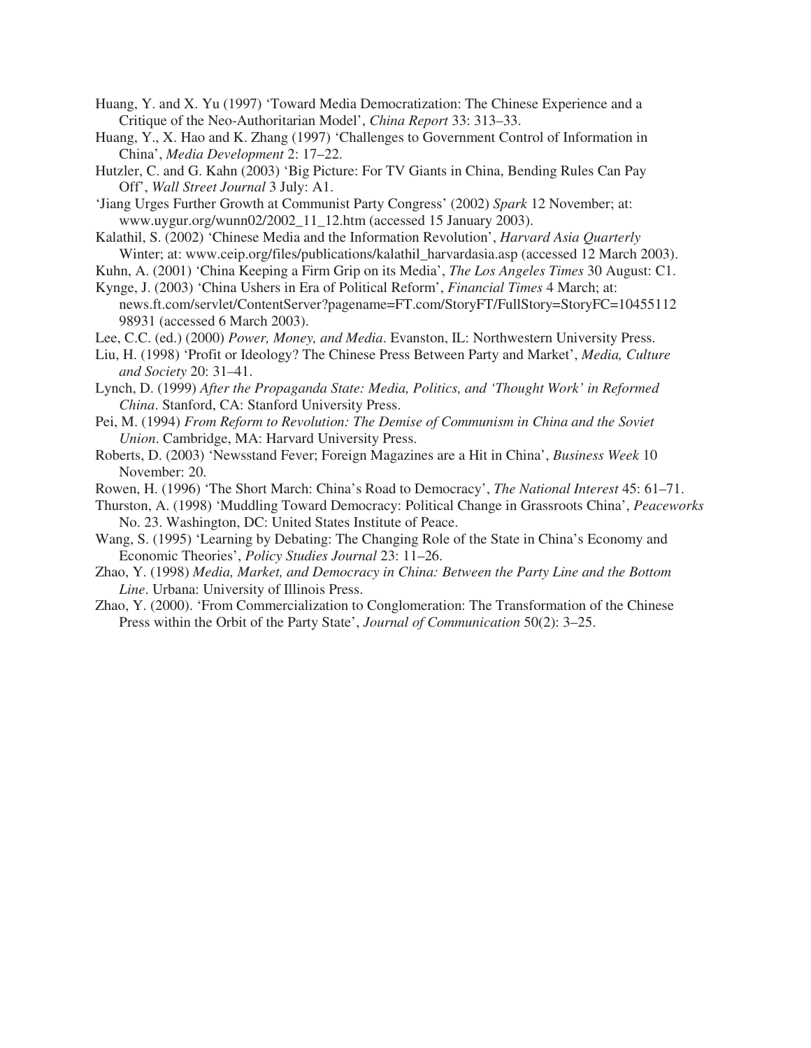Huang, Y. and X. Yu (1997) 'Toward Media Democratization: The Chinese Experience and a Critique of the Neo-Authoritarian Model', *China Report* 33: 313–33.

Huang, Y., X. Hao and K. Zhang (1997) 'Challenges to Government Control of Information in China', *Media Development* 2: 17–22.

Hutzler, C. and G. Kahn (2003) 'Big Picture: For TV Giants in China, Bending Rules Can Pay Off', *Wall Street Journal* 3 July: A1.

'Jiang Urges Further Growth at Communist Party Congress' (2002) *Spark* 12 November; at: www.uygur.org/wunn02/2002_11_12.htm (accessed 15 January 2003).

Kalathil, S. (2002) 'Chinese Media and the Information Revolution', *Harvard Asia Quarterly* Winter; at: www.ceip.org/files/publications/kalathil_harvardasia.asp (accessed 12 March 2003).

Kuhn, A. (2001) 'China Keeping a Firm Grip on its Media', *The Los Angeles Times* 30 August: C1.

Kynge, J. (2003) 'China Ushers in Era of Political Reform', *Financial Times* 4 March; at: news.ft.com/servlet/ContentServer?pagename=FT.com/StoryFT/FullStory=StoryFC=1045511298931 (accessed 6 March 2003).

Lee, C.C. (ed.) (2000) *Power, Money, and Media*. Evanston, IL: Northwestern University Press.

Liu, H. (1998) 'Profit or Ideology? The Chinese Press Between Party and Market', *Media, Culture and Society* 20: 31–41.

Lynch, D. (1999) *After the Propaganda State: Media, Politics, and 'Thought Work' in Reformed China*. Stanford, CA: Stanford University Press.

Pei, M. (1994) *From Reform to Revolution: The Demise of Communism in China and the Soviet Union*. Cambridge, MA: Harvard University Press.

Roberts, D. (2003) 'Newsstand Fever; Foreign Magazines are a Hit in China', *Business Week* 10 November: 20.

Rowen, H. (1996) 'The Short March: China's Road to Democracy', *The National Interest* 45: 61–71.

Thurston, A. (1998) 'Muddling Toward Democracy: Political Change in Grassroots China', *Peaceworks* No. 23. Washington, DC: United States Institute of Peace.

Wang, S. (1995) 'Learning by Debating: The Changing Role of the State in China's Economy and Economic Theories', *Policy Studies Journal* 23: 11–26.

Zhao, Y. (1998) *Media, Market, and Democracy in China: Between the Party Line and the Bottom Line*. Urbana: University of Illinois Press.

Zhao, Y. (2000). 'From Commercialization to Conglomeration: The Transformation of the Chinese Press within the Orbit of the Party State', *Journal of Communication* 50(2): 3–25.